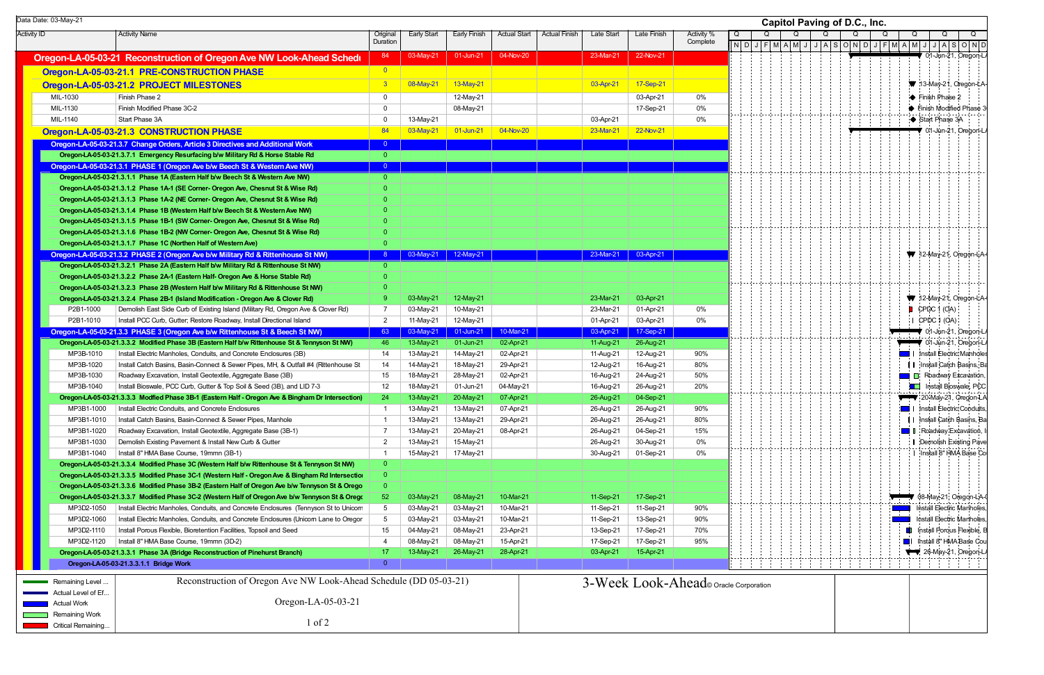Data Date: 03-May-21

**Capitol Paving of D.C., Inc.**

| Activity ID | Activity Name | Original Duration | Early Start | Early Finish | Actual Start | Actual Finish | Late Start | Late Finish | Activity % Complete |
|---|---|---|---|---|---|---|---|---|---|
| Oregon-LA-05-03-21 | Reconstruction of Oregon Ave NW Look-Ahead Schedule | 84 | 03-May-21 | 01-Jun-21 | 04-Nov-20 | | 23-Mar-21 | 22-Nov-21 | |
| Oregon-LA-05-03-21.1 | PRE-CONSTRUCTION PHASE | 0 | | | | | | | |
| Oregon-LA-05-03-21.2 | PROJECT MILESTONES | 3 | 08-May-21 | 13-May-21 | | | 03-Apr-21 | 17-Sep-21 | |
| MIL-1030 | Finish Phase 2 | 0 | | 12-May-21 | | | | 03-Apr-21 | 0% |
| MIL-1130 | Finish Modified Phase 3C-2 | 0 | | 08-May-21 | | | | 17-Sep-21 | 0% |
| MIL-1140 | Start Phase 3A | 0 | 13-May-21 | | | | 03-Apr-21 | | 0% |
| Oregon-LA-05-03-21.3 | CONSTRUCTION PHASE | 84 | 03-May-21 | 01-Jun-21 | 04-Nov-20 | | 23-Mar-21 | 22-Nov-21 | |
| Oregon-LA-05-03-21.3.7 | Change Orders, Article 3 Directives and Additional Work | 0 | | | | | | | |
| Oregon-LA-05-03-21.3.7.1 | Emergency Resurfacing b/w Military Rd & Horse Stable Rd | 0 | | | | | | | |
| Oregon-LA-05-03-21.3.1 | PHASE 1 (Oregon Ave b/w Beech St & Western Ave NW) | 0 | | | | | | | |
| Oregon-LA-05-03-21.3.1.1 | Phase 1A (Eastern Half b/w Beech St & Western Ave NW) | 0 | | | | | | | |
| Oregon-LA-05-03-21.3.1.2 | Phase 1A-1 (SE Corner- Oregon Ave, Chesnut St & Wise Rd) | 0 | | | | | | | |
| Oregon-LA-05-03-21.3.1.3 | Phase 1A-2 (NE Corner- Oregon Ave, Chesnut St & Wise Rd) | 0 | | | | | | | |
| Oregon-LA-05-03-21.3.1.4 | Phase 1B (Western Half b/w Beech St & Western Ave NW) | 0 | | | | | | | |
| Oregon-LA-05-03-21.3.1.5 | Phase 1B-1 (SW Corner- Oregon Ave, Chesnut St & Wise Rd) | 0 | | | | | | | |
| Oregon-LA-05-03-21.3.1.6 | Phase 1B-2 (NW Corner- Oregon Ave, Chesnut St & Wise Rd) | 0 | | | | | | | |
| Oregon-LA-05-03-21.3.1.7 | Phase 1C (Northen Half of Western Ave) | 0 | | | | | | | |
| Oregon-LA-05-03-21.3.2 | PHASE 2 (Oregon Ave b/w Military Rd & Rittenhouse St NW) | 8 | 03-May-21 | 12-May-21 | | | 23-Mar-21 | 03-Apr-21 | |
| Oregon-LA-05-03-21.3.2.1 | Phase 2A (Eastern Half b/w Military Rd & Rittenhouse St NW) | 0 | | | | | | | |
| Oregon-LA-05-03-21.3.2.2 | Phase 2A-1 (Eastern Half- Oregon Ave & Horse Stable Rd) | 0 | | | | | | | |
| Oregon-LA-05-03-21.3.2.3 | Phase 2B (Western Half b/w Military Rd & Rittenhouse St NW) | 0 | | | | | | | |
| Oregon-LA-05-03-21.3.2.4 | Phase 2B-1 (Island Modification - Oregon Ave & Clover Rd) | 9 | 03-May-21 | 12-May-21 | | | 23-Mar-21 | 03-Apr-21 | |
| P2B1-1000 | Demolish East Side Curb of Existing Island (Military Rd, Oregon Ave & Clover Rd) | 7 | 03-May-21 | 10-May-21 | | | 23-Mar-21 | 01-Apr-21 | 0% |
| P2B1-1010 | Install PCC Curb, Gutter, Restore Roadway, Install Directional Island | 2 | 11-May-21 | 12-May-21 | | | 01-Apr-21 | 03-Apr-21 | 0% |
| Oregon-LA-05-03-21.3.3 | PHASE 3 (Oregon Ave b/w Rittenhouse St & Beech St NW) | 63 | 03-May-21 | 01-Jun-21 | 10-Mar-21 | | 03-Apr-21 | 17-Sep-21 | |
| Oregon-LA-05-03-21.3.3.2 | Modified Phase 3B (Eastern Half b/w Rittenhouse St & Tennyson St NW) | 46 | 13-May-21 | 01-Jun-21 | 02-Apr-21 | | 11-Aug-21 | 26-Aug-21 | |
| MP3B-1010 | Install Electric Manholes, Conduits, and Concrete Enclosures (3B) | 14 | 13-May-21 | 14-May-21 | 02-Apr-21 | | 11-Aug-21 | 12-Aug-21 | 90% |
| MP3B-1020 | Install Catch Basins, Basin-Connect & Sewer Pipes, MH, & Outfall #4 (Rittenhouse St | 14 | 14-May-21 | 18-May-21 | 29-Apr-21 | | 12-Aug-21 | 16-Aug-21 | 80% |
| MP3B-1030 | Roadway Excavation, Install Geotextile, Aggregate Base (3B) | 15 | 18-May-21 | 28-May-21 | 02-Apr-21 | | 16-Aug-21 | 24-Aug-21 | 50% |
| MP3B-1040 | Install Bioswale, PCC Curb, Gutter & Top Soil & Seed (3B), and LID 7-3 | 12 | 18-May-21 | 01-Jun-21 | 04-May-21 | | 16-Aug-21 | 26-Aug-21 | 20% |
| Oregon-LA-05-03-21.3.3.3 | Modfied Phase 3B-1 (Eastern Half - Oregon Ave & Bingham Dr Intersection) | 24 | 13-May-21 | 20-May-21 | 07-Apr-21 | | 26-Aug-21 | 04-Sep-21 | |
| MP3B1-1000 | Install Electric Conduits, and Concrete Enclosures | 1 | 13-May-21 | 13-May-21 | 07-Apr-21 | | 26-Aug-21 | 26-Aug-21 | 90% |
| MP3B1-1010 | Install Catch Basins, Basin-Connect & Sewer Pipes, Manhole | 1 | 13-May-21 | 13-May-21 | 29-Apr-21 | | 26-Aug-21 | 26-Aug-21 | 80% |
| MP3B1-1020 | Roadway Excavation, Install Geotextile, Aggregate Base (3B-1) | 7 | 13-May-21 | 20-May-21 | 08-Apr-21 | | 26-Aug-21 | 04-Sep-21 | 15% |
| MP3B1-1030 | Demolish Existing Pavement & Install New Curb & Gutter | 2 | 13-May-21 | 15-May-21 | | | 26-Aug-21 | 30-Aug-21 | 0% |
| MP3B1-1040 | Install 8" HMA Base Course, 19mmn (3B-1) | 1 | 15-May-21 | 17-May-21 | | | 30-Aug-21 | 01-Sep-21 | 0% |
| Oregon-LA-05-03-21.3.3.4 | Modified Phase 3C (Western Half b/w Rittenhouse St & Tennyson St NW) | 0 | | | | | | | |
| Oregon-LA-05-03-21.3.3.5 | Modified Phase 3C-1 (Western Half - Oregon Ave & Bingham Rd Intersection) | 0 | | | | | | | |
| Oregon-LA-05-03-21.3.3.6 | Modified Phase 3B-2 (Eastern Half of Oregon Ave b/w Tennyson St & Orego | 0 | | | | | | | |
| Oregon-LA-05-03-21.3.3.7 | Modified Phase 3C-2 (Western Half of Oregon Ave b/w Tennyson St & Orego | 52 | 03-May-21 | 08-May-21 | 10-Mar-21 | | 11-Sep-21 | 17-Sep-21 | |
| MP3D2-1050 | Install Electric Manholes, Conduits, and Concrete Enclosures (Tennyson St to Unicorn | 5 | 03-May-21 | 03-May-21 | 10-Mar-21 | | 11-Sep-21 | 11-Sep-21 | 90% |
| MP3D2-1060 | Install Electric Manholes, Conduits, and Concrete Enclosures (Unicorn Lane to Oregon | 5 | 03-May-21 | 03-May-21 | 10-Mar-21 | | 11-Sep-21 | 13-Sep-21 | 90% |
| MP3D2-1110 | Install Porous Flexible, Bioretention Facilities, Topsoil and Seed | 15 | 04-May-21 | 08-May-21 | 23-Apr-21 | | 13-Sep-21 | 17-Sep-21 | 70% |
| MP3D2-1120 | Install 8" HMA Base Course, 19mmn (3D-2) | 4 | 08-May-21 | 08-May-21 | 15-Apr-21 | | 17-Sep-21 | 17-Sep-21 | 95% |
| Oregon-LA-05-03-21.3.3.1 | Phase 3A (Bridge Reconstruction of Pinehurst Branch) | 17 | 13-May-21 | 26-May-21 | 28-Apr-21 | | 03-Apr-21 | 15-Apr-21 | |
| Oregon-LA-05-03-21.3.3.1.1 | Bridge Work | 0 | | | | | | | |

01-Jun-21, Oregon-LA
13-May-21, Oregon-LA-
Finish Phase 2
Finish Modified Phase 3
Start Phase 3A
01-Jun-21, Oregon-LA
12-May-21, Oregon-LA-
12-May-21, Oregon-LA-
CPDC 1 (OA)
CPDC 1 (OA)
01-Jun-21, Oregon-LA
01-Jun-21, Oregon-LA
Install Electric Manholes
Install Catch Basins, Ba
Roadway Excavation,
Install Bioswale, PCC
20-May-21, Oregon-LA
Install Electric Conduits,
Install Catch Basins, Ba
Roadway Excavation, I
Demolish Existing Pave
Install 8" HMA Base Co
08-May-21, Oregon-LA-
Install Electric Manholes,
Install Electric Manholes,
Install Porous Flexible, B
Install 8" HMA Base Cou
26-May-21, Oregon-LA

Remaining Level ...
Actual Level of Ef...
Actual Work
Remaining Work
Critical Remaining...

Reconstruction of Oregon Ave NW Look-Ahead Schedule (DD 05-03-21)

Oregon-LA-05-03-21

3-Week Look-Ahead © Oracle Corporation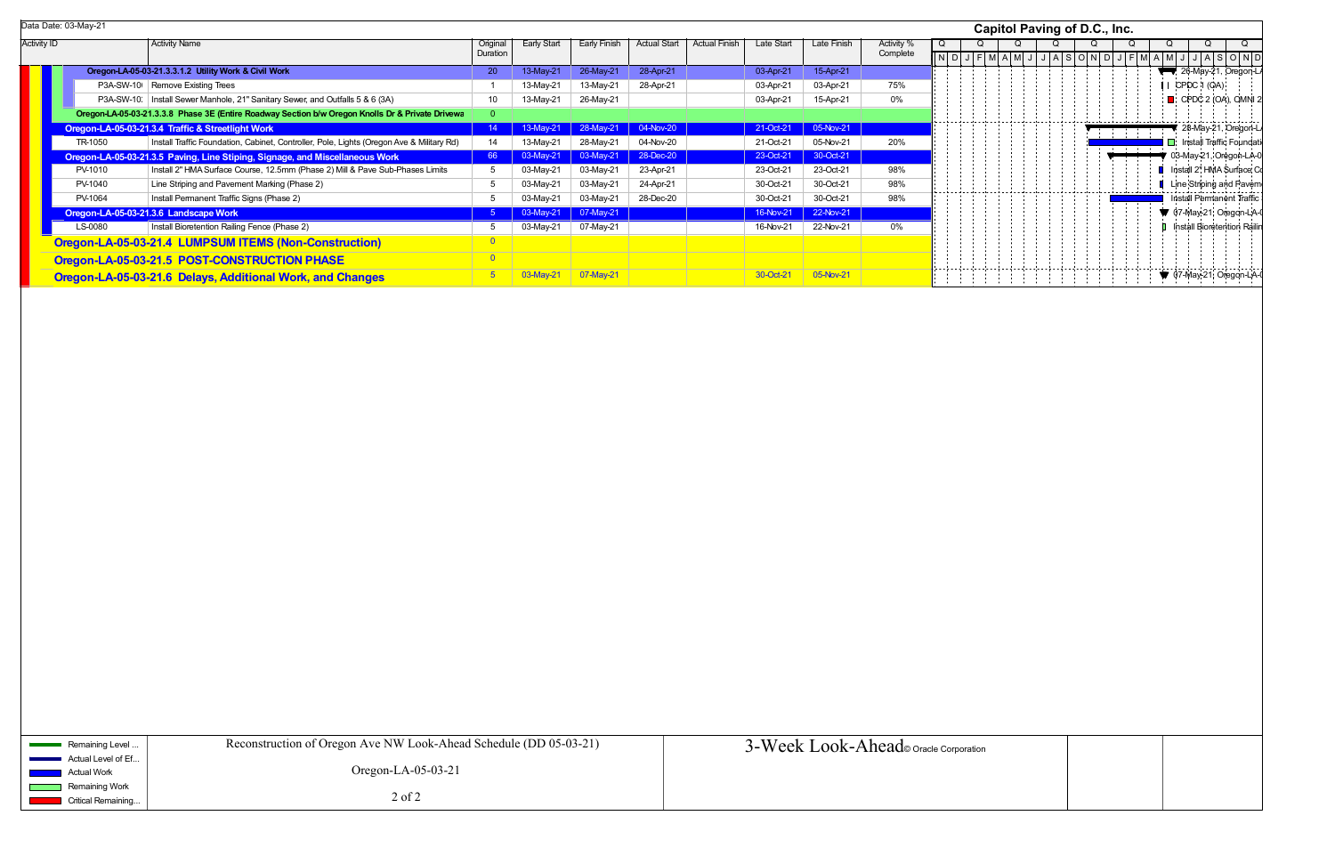Data Date: 03-May-21

**Capitol Paving of D.C., Inc.**

| Activity ID | Activity Name | Original Duration | Early Start | Early Finish | Actual Start | Actual Finish | Late Start | Late Finish | Activity % Complete |
|---|---|---|---|---|---|---|---|---|---|
| **Oregon-LA-05-03-21.3.3.1.2 Utility Work & Civil Work** | | 20 | 13-May-21 | 26-May-21 | 28-Apr-21 | | 03-Apr-21 | 15-Apr-21 | |
| P3A-SW-10 | Remove Existing Trees | 1 | 13-May-21 | 13-May-21 | 28-Apr-21 | | 03-Apr-21 | 03-Apr-21 | 75% |
| P3A-SW-10 | Install Sewer Manhole, 21" Sanitary Sewer, and Outfalls 5 & 6 (3A) | 10 | 13-May-21 | 26-May-21 | | | 03-Apr-21 | 15-Apr-21 | 0% |
| **Oregon-LA-05-03-21.3.3.8 Phase 3E (Entire Roadway Section b/w Oregon Knolls Dr & Private Drivewa** | | 0 | | | | | | | |
| **Oregon-LA-05-03-21.3.4 Traffic & Streetlight Work** | | 14 | 13-May-21 | 28-May-21 | 04-Nov-20 | | 21-Oct-21 | 05-Nov-21 | |
| TR-1050 | Install Traffic Foundation, Cabinet, Controller, Pole, Lights (Oregon Ave & Military Rd) | 14 | 13-May-21 | 28-May-21 | 04-Nov-20 | | 21-Oct-21 | 05-Nov-21 | 20% |
| **Oregon-LA-05-03-21.3.5 Paving, Line Stiping, Signage, and Miscellaneous Work** | | 66 | 03-May-21 | 03-May-21 | 28-Dec-20 | | 23-Oct-21 | 30-Oct-21 | |
| PV-1010 | Install 2" HMA Surface Course, 12.5mm (Phase 2) Mill & Pave Sub-Phases Limits | 5 | 03-May-21 | 03-May-21 | 23-Apr-21 | | 23-Oct-21 | 23-Oct-21 | 98% |
| PV-1040 | Line Striping and Pavement Marking (Phase 2) | 5 | 03-May-21 | 03-May-21 | 24-Apr-21 | | 30-Oct-21 | 30-Oct-21 | 98% |
| PV-1064 | Install Permanent Traffic Signs (Phase 2) | 5 | 03-May-21 | 03-May-21 | 28-Dec-20 | | 30-Oct-21 | 30-Oct-21 | 98% |
| **Oregon-LA-05-03-21.3.6 Landscape Work** | | 5 | 03-May-21 | 07-May-21 | | | 16-Nov-21 | 22-Nov-21 | |
| LS-0080 | Install Bioretention Railing Fence (Phase 2) | 5 | 03-May-21 | 07-May-21 | | | 16-Nov-21 | 22-Nov-21 | 0% |
| **Oregon-LA-05-03-21.4 LUMPSUM ITEMS (Non-Construction)** | | 0 | | | | | | | |
| **Oregon-LA-05-03-21.5 POST-CONSTRUCTION PHASE** | | 0 | | | | | | | |
| **Oregon-LA-05-03-21.6 Delays, Additional Work, and Changes** | | 5 | 03-May-21 | 07-May-21 | | | 30-Oct-21 | 05-Nov-21 | |

26-May-21, Oregon-L
CPDC 1 (OA)
CPDC 2 (OA), OMNI 2
28-May-21, Oregon-L
Install Traffic Foundati
03-May-21, Oregon-LA-0
Install 2" HMA Surface C
Line Striping and Pavem
Install Permanent Traffic
07-May-21, Oregon-LA-0
Install Bioretention Railin
07-May-21, Oregon-LA-0

Remaining Level ...
Actual Level of Ef...
Actual Work
Remaining Work
Critical Remaining...

Reconstruction of Oregon Ave NW Look-Ahead Schedule (DD 05-03-21)

Oregon-LA-05-03-21

3-Week Look-Ahead © Oracle Corporation